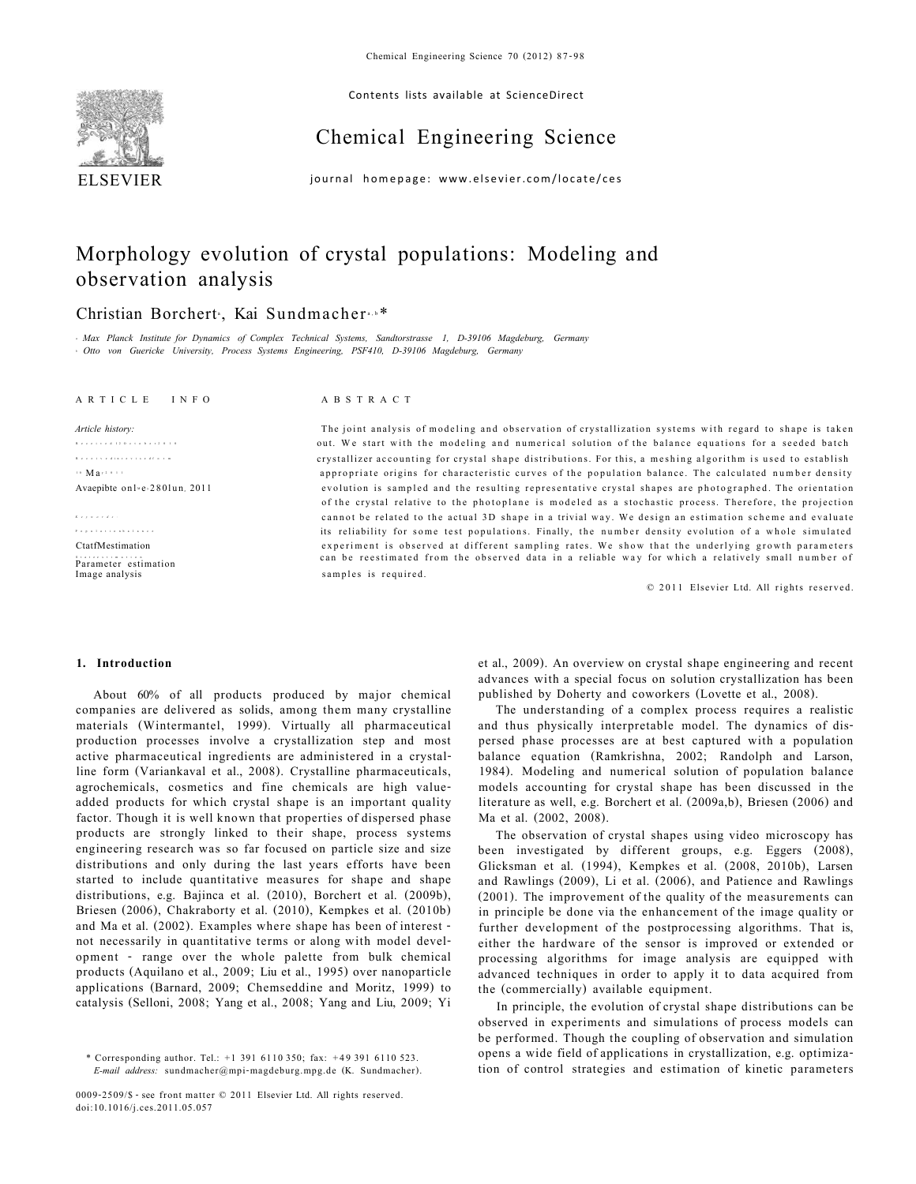Contents lists available at ScienceDirect

# Chemical Engineering Science

journal homepage: www.elsevier.com/locate/ces

# Morphology evolution of crystal populations: Modeling and observation analysis

Christian Borchert[a], Kai Sundmacher[a,b]*

[a] Max Planck Institute for Dynamics of Complex Technical Systems, Sandtorstrasse 1, D-39106 Magdeburg, Germany
[b] Otto von Guericke University, Process Systems Engineering, PSF410, D-39106 Magdeburg, Germany

ARTICLE INFO

*Article history:*
Available online 28 Jun. 2011

Keywords:
Parameter estimation
Image analysis

ABSTRACT

The joint analysis of modeling and observation of crystallization systems with regard to shape is taken out. We start with the modeling and numerical solution of the balance equations for a seeded batch crystallizer accounting for crystal shape distributions. For this, a meshing algorithm is used to establish appropriate origins for characteristic curves of the population balance. The calculated number density evolution is sampled and the resulting representative crystal shapes are photographed. The orientation of the crystal relative to the photoplane is modeled as a stochastic process. Therefore, the projection cannot be related to the actual 3D shape in a trivial way. We design an estimation scheme and evaluate its reliability for some test populations. Finally, the number density evolution of a whole simulated experiment is observed at different sampling rates. We show that the underlying growth parameters can be reestimated from the observed data in a reliable way for which a relatively small number of samples is required.

© 2011 Elsevier Ltd. All rights reserved.

## 1. Introduction

About 60% of all products produced by major chemical companies are delivered as solids, among them many crystalline materials (Wintermantel, 1999). Virtually all pharmaceutical production processes involve a crystallization step and most active pharmaceutical ingredients are administered in a crystalline form (Variankaval et al., 2008). Crystalline pharmaceuticals, agrochemicals, cosmetics and fine chemicals are high value-added products for which crystal shape is an important quality factor. Though it is well known that properties of dispersed phase products are strongly linked to their shape, process systems engineering research was so far focused on particle size and size distributions and only during the last years efforts have been started to include quantitative measures for shape and shape distributions, e.g. Bajinca et al. (2010), Borchert et al. (2009b), Briesen (2006), Chakraborty et al. (2010), Kempkes et al. (2010b) and Ma et al. (2002). Examples where shape has been of interest - not necessarily in quantitative terms or along with model development - range over the whole palette from bulk chemical products (Aquilano et al., 2009; Liu et al., 1995) over nanoparticle applications (Barnard, 2009; Chemseddine and Moritz, 1999) to catalysis (Selloni, 2008; Yang et al., 2008; Yang and Liu, 2009; Yi et al., 2009). An overview on crystal shape engineering and recent advances with a special focus on solution crystallization has been published by Doherty and coworkers (Lovette et al., 2008).

The understanding of a complex process requires a realistic and thus physically interpretable model. The dynamics of dispersed phase processes are at best captured with a population balance equation (Ramkrishna, 2002; Randolph and Larson, 1984). Modeling and numerical solution of population balance models accounting for crystal shape has been discussed in the literature as well, e.g. Borchert et al. (2009a,b), Briesen (2006) and Ma et al. (2002, 2008).

The observation of crystal shapes using video microscopy has been investigated by different groups, e.g. Eggers (2008), Glicksman et al. (1994), Kempkes et al. (2008, 2010b), Larsen and Rawlings (2009), Li et al. (2006), and Patience and Rawlings (2001). The improvement of the quality of the measurements can in principle be done via the enhancement of the image quality or further development of the postprocessing algorithms. That is, either the hardware of the sensor is improved or extended or processing algorithms for image analysis are equipped with advanced techniques in order to apply it to data acquired from the (commercially) available equipment.

In principle, the evolution of crystal shape distributions can be observed in experiments and simulations of process models can be performed. Though the coupling of observation and simulation opens a wide field of applications in crystallization, e.g. optimization of control strategies and estimation of kinetic parameters

\* Corresponding author. Tel.: +1 391 6110 350; fax: +49 391 6110 523.
*E-mail address:* sundmacher@mpi-magdeburg.mpg.de (K. Sundmacher).

0009-2509/$ - see front matter © 2011 Elsevier Ltd. All rights reserved.
doi:10.1016/j.ces.2011.05.057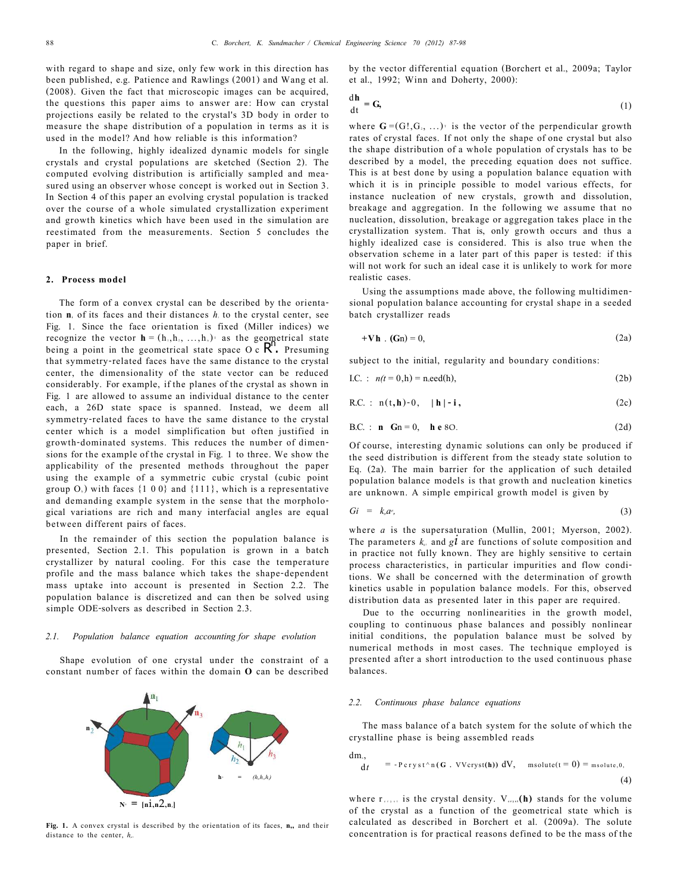with regard to shape and size, only few work in this direction has been published, e.g. Patience and Rawlings (2001) and Wang et al. (2008). Given the fact that microscopic images can be acquired, the questions this paper aims to answer are: How can crystal projections easily be related to the crystal's 3D body in order to measure the shape distribution of a population in terms as it is used in the model? And how reliable is this information?

In the following, highly idealized dynamic models for single crystals and crystal populations are sketched (Section 2). The computed evolving distribution is artificially sampled and measured using an observer whose concept is worked out in Section 3. In Section 4 of this paper an evolving crystal population is tracked over the course of a whole simulated crystallization experiment and growth kinetics which have been used in the simulation are reestimated from the measurements. Section 5 concludes the paper in brief.

## 2. Process model

The form of a convex crystal can be described by the orientation $\mathbf{n}_i$ of its faces and their distances $h_i$ to the crystal center, see Fig. 1. Since the face orientation is fixed (Miller indices) we recognize the vector $\mathbf{h} = (h_1, h_2, \ldots, h_n)^T$ as the geometrical state being a point in the geometrical state space $\Omega \subset \mathbb{R}^n$. Presuming that symmetry-related faces have the same distance to the crystal center, the dimensionality of the state vector can be reduced considerably. For example, if the planes of the crystal as shown in Fig. 1 are allowed to assume an individual distance to the center each, a 26D state space is spanned. Instead, we deem all symmetry-related faces to have the same distance to the crystal center which is a model simplification but often justified in growth-dominated systems. This reduces the number of dimensions for the example of the crystal in Fig. 1 to three. We show the applicability of the presented methods throughout the paper using the example of a symmetric cubic crystal (cubic point group $O_h$) with faces {1 0 0} and {111}, which is a representative and demanding example system in the sense that the morphological variations are rich and many interfacial angles are equal between different pairs of faces.

In the remainder of this section the population balance is presented, Section 2.1. This population is grown in a batch crystallizer by natural cooling. For this case the temperature profile and the mass balance which takes the shape-dependent mass uptake into account is presented in Section 2.2. The population balance is discretized and can then be solved using simple ODE-solvers as described in Section 2.3.

### 2.1. *Population balance equation accounting for shape evolution*

Shape evolution of one crystal under the constraint of a constant number of faces within the domain $\Omega$ can be described by the vector differential equation (Borchert et al., 2009a; Taylor et al., 1992; Winn and Doherty, 2000):

$$\frac{d\mathbf{h}}{dt} = \mathbf{G}, \tag{1}$$

where $\mathbf{G} = (G_1, G_2, \ldots)^T$ is the vector of the perpendicular growth rates of crystal faces. If not only the shape of one crystal but also the shape distribution of a whole population of crystals has to be described by a model, the preceding equation does not suffice. This is at best done by using a population balance equation with which it is in principle possible to model various effects, for instance nucleation of new crystals, growth and dissolution, breakage and aggregation. In the following we assume that no nucleation, dissolution, breakage or aggregation takes place in the crystallization system. That is, only growth occurs and thus a highly idealized case is considered. This is also true when the observation scheme in a later part of this paper is tested: if this will not work for such an ideal case it is unlikely to work for more realistic cases.

Using the assumptions made above, the following multidimensional population balance accounting for crystal shape in a seeded batch crystallizer reads

$$\frac{\partial n}{\partial t} + \nabla_{\mathbf{h}} \cdot (\mathbf{G}n) = 0, \tag{2a}$$

subject to the initial, regularity and boundary conditions:

$$\text{I.C.}: \quad n(t=0,\mathbf{h}) = n_{seed}(\mathbf{h}), \tag{2b}$$

$$\text{R.C.}: \quad n(t,\mathbf{h}) \to 0, \quad |\mathbf{h}| \to \infty, \tag{2c}$$

$$\text{B.C.}: \quad \mathbf{n} \cdot \mathbf{G}n = 0, \quad \mathbf{h} \in \partial\Omega. \tag{2d}$$

Of course, interesting dynamic solutions can only be produced if the seed distribution is different from the steady state solution to Eq. (2a). The main barrier for the application of such detailed population balance models is that growth and nucleation kinetics are unknown. A simple empirical growth model is given by

$$G_i = k_{g_i}\sigma^{g_i}, \tag{3}$$

where $\sigma$ is the supersaturation (Mullin, 2001; Myerson, 2002). The parameters $k_{g_i}$ and $g_i$ are functions of solute composition and in practice not fully known. They are highly sensitive to certain process characteristics, in particular impurities and flow conditions. We shall be concerned with the determination of growth kinetics usable in population balance models. For this, observed distribution data as presented later in this paper are required.

Due to the occurring nonlinearities in the growth model, coupling to continuous phase balances and possibly nonlinear initial conditions, the population balance must be solved by numerical methods in most cases. The technique employed is presented after a short introduction to the used continuous phase balances.

### 2.2. *Continuous phase balance equations*

The mass balance of a batch system for the solute of which the crystalline phase is being assembled reads

$$\frac{dm_{solute}}{dt} = -\rho_{cryst}\int_{\Omega} n(\mathbf{G} \cdot \nabla V_{cryst}(\mathbf{h}))\, dV, \quad m_{solute}(t=0) = m_{solute,0}, \tag{4}$$

where $\rho_{cryst}$ is the crystal density. $V_{cryst}(\mathbf{h})$ stands for the volume of the crystal as a function of the geometrical state which is calculated as described in Borchert et al. (2009a). The solute concentration is for practical reasons defined to be the mass of the

Fig. 1. A convex crystal is described by the orientation of its faces, $\mathbf{n}_i$, and their distance to the center, $h_i$.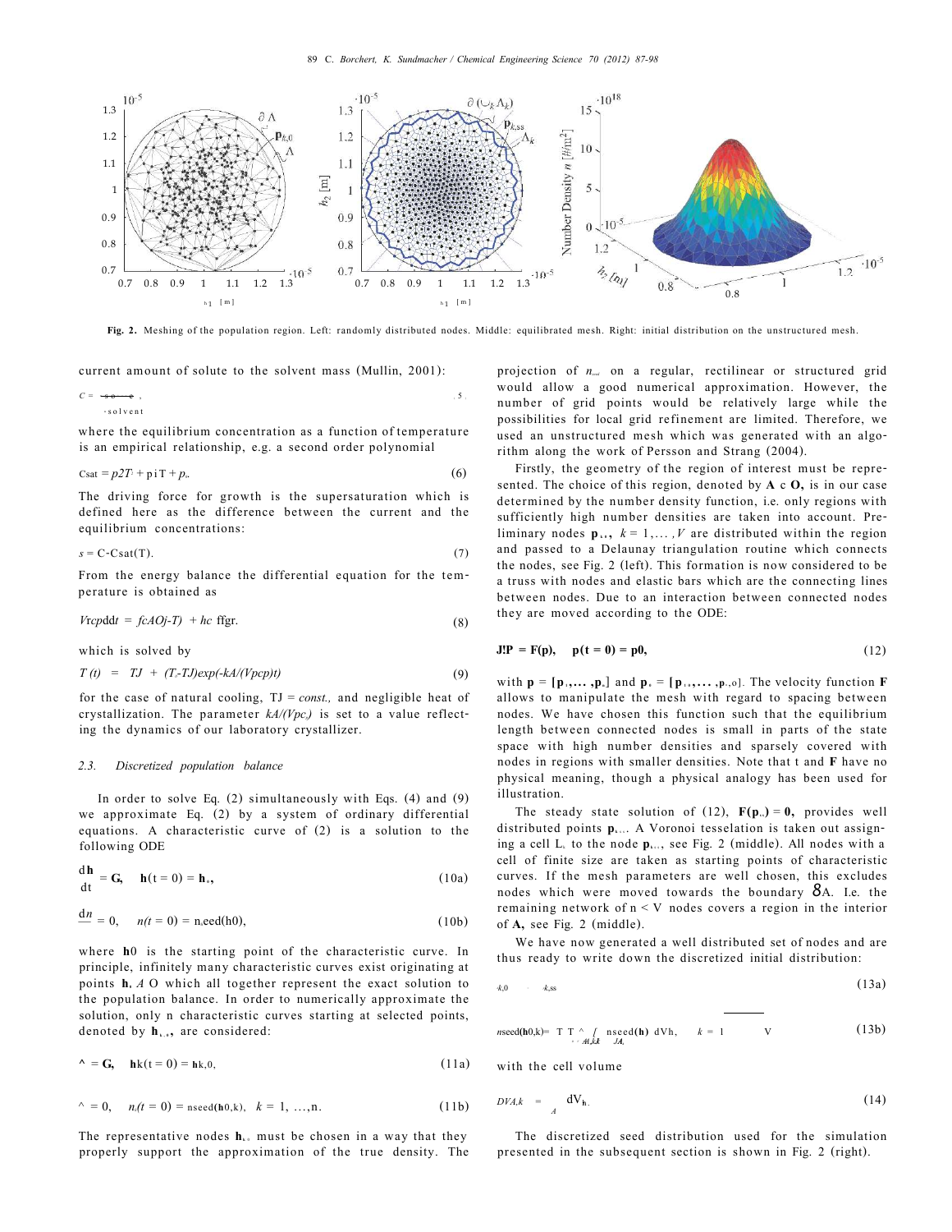**Fig. 2.** Meshing of the population region. Left: randomly distributed nodes. Middle: equilibrated mesh. Right: initial distribution on the unstructured mesh.

current amount of solute to the solvent mass (Mullin, 2001):

$$C = \frac{m_{solute}}{m_{solvent}}, \tag{5}$$

where the equilibrium concentration as a function of temperature is an empirical relationship, e.g. a second order polynomial

$$C_{sat} = p_2 T^2 + p_1 T + p_0. \tag{6}$$

The driving force for growth is the supersaturation which is defined here as the difference between the current and the equilibrium concentrations:

$$s = C - C_{sat}(T). \tag{7}$$

From the energy balance the differential equation for the temperature is obtained as

$$V \rho c_p \frac{dT}{dt} = kA(T_J - T) + h_c \frac{dm}{dt}, \tag{8}$$

which is solved by

$$T(t) = T_J + (T_0 - T_J)\exp(-kA/(V\rho c_p)t) \tag{9}$$

for the case of natural cooling, $T_J = const.$, and negligible heat of crystallization. The parameter $kA/(V\rho c_p)$ is set to a value reflecting the dynamics of our laboratory crystallizer.

### 2.3. Discretized population balance

In order to solve Eq. (2) simultaneously with Eqs. (4) and (9) we approximate Eq. (2) by a system of ordinary differential equations. A characteristic curve of (2) is a solution to the following ODE

$$\frac{d\mathbf{h}}{dt} = \mathbf{G}, \quad \mathbf{h}(t=0) = \mathbf{h}_0, \tag{10a}$$

$$\frac{dn}{dt} = 0, \quad n(t=0) = n_{seed}(\mathbf{h}_0), \tag{10b}$$

where $\mathbf{h}_0$ is the starting point of the characteristic curve. In principle, infinitely many characteristic curves exist originating at points $\mathbf{h}_0 \in \Omega$ which all together represent the exact solution to the population balance. In order to numerically approximate the solution, only $n$ characteristic curves starting at selected points, denoted by $\mathbf{h}_{k,0}$, are considered:

$$\frac{d\mathbf{h}_k}{dt} = \mathbf{G}, \quad \mathbf{h}_k(t=0) = \mathbf{h}_{k,0}, \tag{11a}$$

$$\frac{dn_k}{dt} = 0, \quad n_k(t=0) = n_{seed}(\mathbf{h}_{k,0}), \quad k = 1, \ldots, n. \tag{11b}$$

The representative nodes $\mathbf{h}_{k,0}$ must be chosen in a way that they properly support the approximation of the true density. The projection of $n_{seed}$ on a regular, rectilinear or structured grid would allow a good numerical approximation. However, the number of grid points would be relatively large while the possibilities for local grid refinement are limited. Therefore, we used an unstructured mesh which was generated with an algorithm along the work of Persson and Strang (2004).

Firstly, the geometry of the region of interest must be represented. The choice of this region, denoted by $\mathbf{\Lambda} \subset \mathbf{\Omega}$, is in our case determined by the number density function, i.e. only regions with sufficiently high number densities are taken into account. Preliminary nodes $\mathbf{p}_{k,0}$, $k = 1, \ldots, V$ are distributed within the region and passed to a Delaunay triangulation routine which connects the nodes, see Fig. 2 (left). This formation is now considered to be a truss with nodes and elastic bars which are the connecting lines between nodes. Due to an interaction between connected nodes they are moved according to the ODE:

$$\frac{d\mathbf{p}}{dt} = \mathbf{F}(\mathbf{p}), \quad \mathbf{p}(t=0) = \mathbf{p}_0, \tag{12}$$

with $\mathbf{p} = [\mathbf{p}_1, \ldots, \mathbf{p}_V]$ and $\mathbf{p}_0 = [\mathbf{p}_{1,0}, \ldots, \mathbf{p}_{V,0}]$. The velocity function $\mathbf{F}$ allows to manipulate the mesh with regard to spacing between nodes. We have chosen this function such that the equilibrium length between connected nodes is small in parts of the state space with high number densities and sparsely covered with nodes in regions with smaller densities. Note that $t$ and $\mathbf{F}$ have no physical meaning, though a physical analogy has been used for illustration.

The steady state solution of (12), $\mathbf{F}(\mathbf{p}_{ss}) = \mathbf{0}$, provides well distributed points $\mathbf{p}_{k,ss}$. A Voronoi tesselation is taken out assigning a cell $\Lambda_k$ to the node $\mathbf{p}_{k,ss}$, see Fig. 2 (middle). All nodes with a cell of finite size are taken as starting points of characteristic curves. If the mesh parameters are well chosen, this excludes nodes which were moved towards the boundary $\partial\Lambda$. I.e. the remaining network of $n < V$ nodes covers a region in the interior of $\mathbf{\Lambda}$, see Fig. 2 (middle).

We have now generated a well distributed set of nodes and are thus ready to write down the discretized initial distribution:

$$\mathbf{h}_{k,0} = \mathbf{p}_{k,ss} \tag{13a}$$

$$n_{seed}(\mathbf{h}_{k,0}) = \frac{1}{\Delta V_{\Lambda,k}} \int_{\Lambda_k} n_{seed}(\mathbf{h})\, dV_{\mathbf{h}}, \quad k = 1, \ldots, V \tag{13b}$$

with the cell volume

$$\Delta V_{\Lambda,k} = \int_{\Lambda_k} dV_{\mathbf{h}}. \tag{14}$$

The discretized seed distribution used for the simulation presented in the subsequent section is shown in Fig. 2 (right).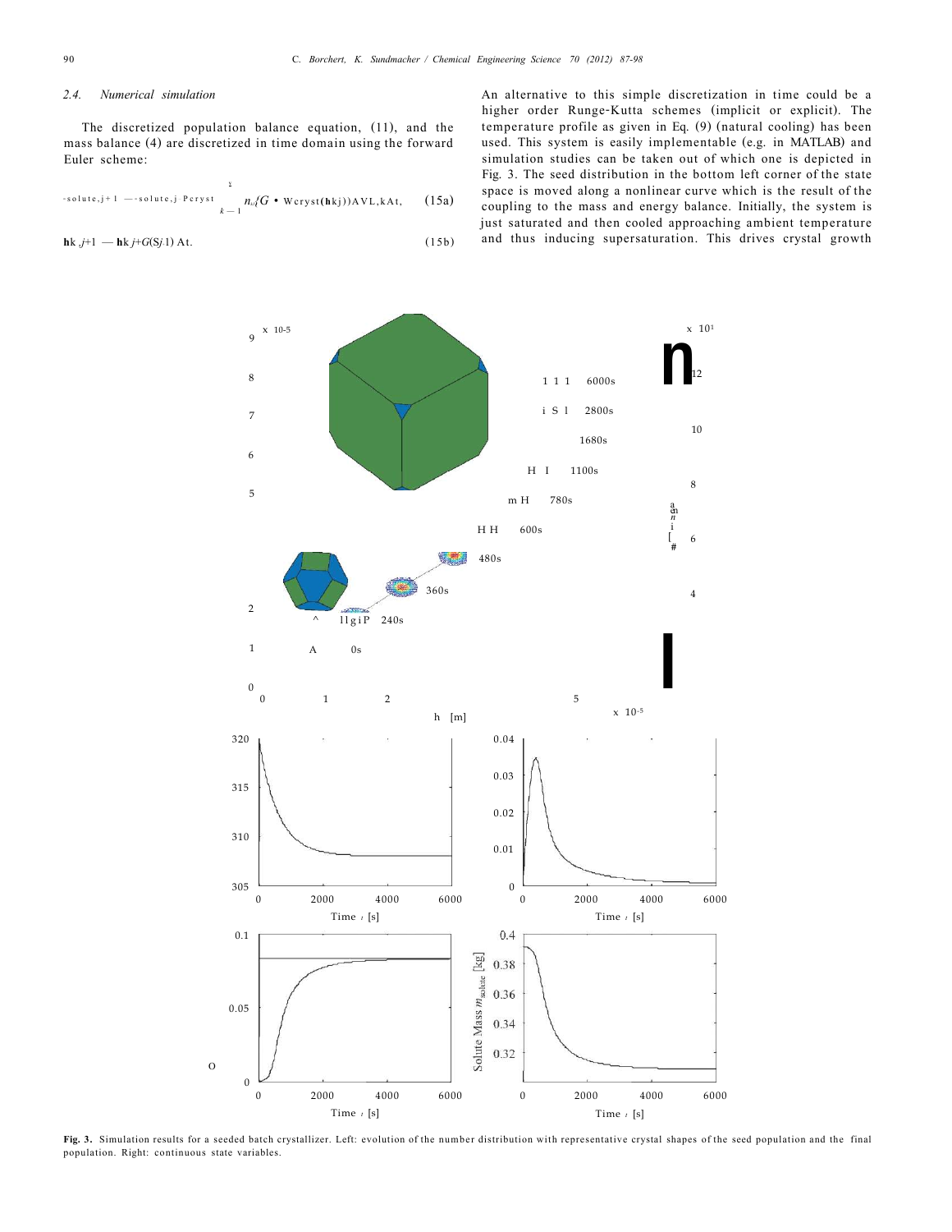### 2.4. Numerical simulation

The discretized population balance equation, (11), and the mass balance (4) are discretized in time domain using the forward Euler scheme:

$$m_{solute,j+1} = m_{solute,j} - \rho_{cryst} \sum_{k=1}^{\Sigma} n_{k,j} (G \cdot \nabla V_{cryst}(\mathbf{h}_{k,j})) \Delta V_{L,k} \Delta t, \tag{15a}$$

$$\mathbf{h}_{k,j+1} = \mathbf{h}_{k,j} + G(S_{j+1}) \Delta t. \tag{15b}$$

An alternative to this simple discretization in time could be a higher order Runge-Kutta schemes (implicit or explicit). The temperature profile as given in Eq. (9) (natural cooling) has been used. This system is easily implementable (e.g. in MATLAB) and simulation studies can be taken out of which one is depicted in Fig. 3. The seed distribution in the bottom left corner of the state space is moved along a nonlinear curve which is the result of the coupling to the mass and energy balance. Initially, the system is just saturated and then cooled approaching ambient temperature and thus inducing supersaturation. This drives crystal growth

**Fig. 3.** Simulation results for a seeded batch crystallizer. Left: evolution of the number distribution with representative crystal shapes of the seed population and the final population. Right: continuous state variables.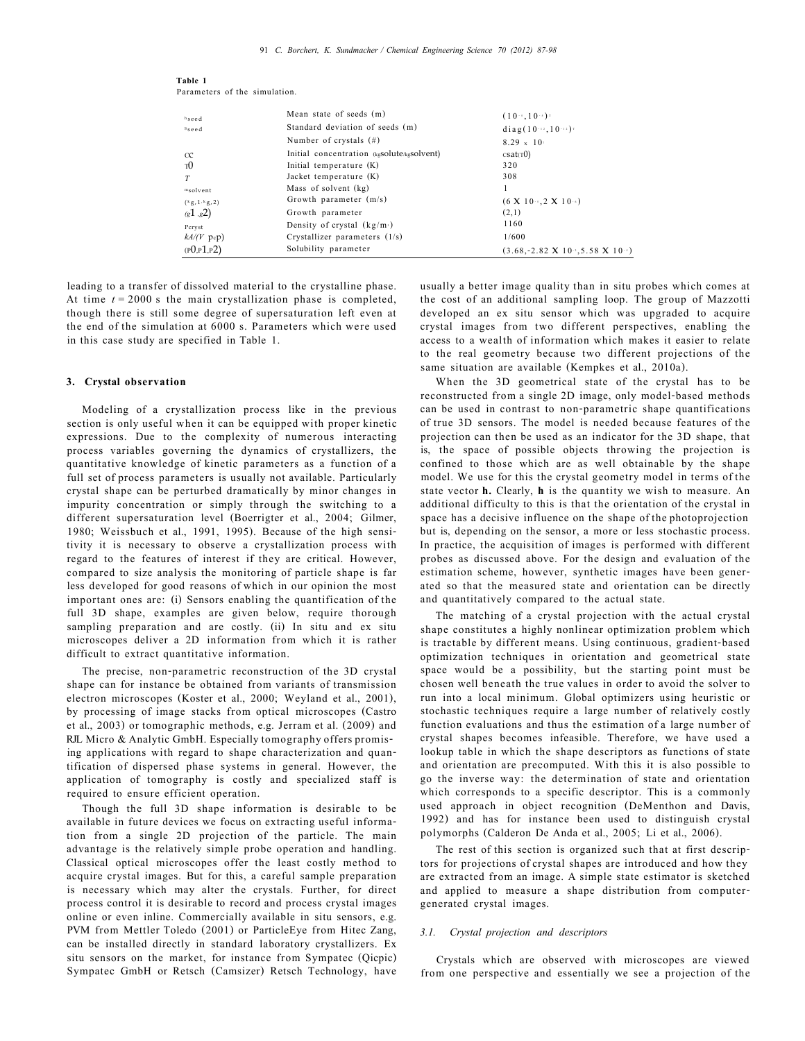**Table 1**
Parameters of the simulation.

| | | |
|---|---|---|
| $h_{seed}$ | Mean state of seeds (m) | $(10^{-5}, 10^{-5})^T$ |
| $s_{seed}$ | Standard deviation of seeds (m) | $diag(10^{-12}, 10^{-11})^T$ |
| | Number of crystals (#) | $8.29 \times 10^{5}$ |
| $c_0$ | Initial concentration ($kg_{solute}/kg_{solvent}$) | $c_{sat}(T_0)$ |
| $T_0$ | Initial temperature (K) | 320 |
| $T$ | Jacket temperature (K) | 308 |
| $m_{solvent}$ | Mass of solvent (kg) | 1 |
| $(k_{g,1}, k_{g,2})$ | Growth parameter (m/s) | $(6 \times 10^{-8}, 2 \times 10^{-8})$ |
| $(g_1, g_2)$ | Growth parameter | (2,1) |
| $\rho_{cryst}$ | Density of crystal ($kg/m^3$) | 1160 |
| $kA/(V\rho_c c_p)$ | Crystallizer parameters (1/s) | 1/600 |
| $(p_0, p_1, p_2)$ | Solubility parameter | $(3.68, -2.82 \times 10^{-2}, 5.58 \times 10^{-5})$ |

leading to a transfer of dissolved material to the crystalline phase. At time $t = 2000$ s the main crystallization phase is completed, though there is still some degree of supersaturation left even at the end of the simulation at 6000 s. Parameters which were used in this case study are specified in Table 1.

## 3. Crystal observation

Modeling of a crystallization process like in the previous section is only useful when it can be equipped with proper kinetic expressions. Due to the complexity of numerous interacting process variables governing the dynamics of crystallizers, the quantitative knowledge of kinetic parameters as a function of a full set of process parameters is usually not available. Particularly crystal shape can be perturbed dramatically by minor changes in impurity concentration or simply through the switching to a different supersaturation level (Boerrigter et al., 2004; Gilmer, 1980; Weissbuch et al., 1991, 1995). Because of the high sensitivity it is necessary to observe a crystallization process with regard to the features of interest if they are critical. However, compared to size analysis the monitoring of particle shape is far less developed for good reasons of which in our opinion the most important ones are: (i) Sensors enabling the quantification of the full 3D shape, examples are given below, require thorough sampling preparation and are costly. (ii) In situ and ex situ microscopes deliver a 2D information from which it is rather difficult to extract quantitative information.

The precise, non-parametric reconstruction of the 3D crystal shape can for instance be obtained from variants of transmission electron microscopes (Koster et al., 2000; Weyland et al., 2001), by processing of image stacks from optical microscopes (Castro et al., 2003) or tomographic methods, e.g. Jerram et al. (2009) and RJL Micro & Analytic GmbH. Especially tomography offers promising applications with regard to shape characterization and quantification of dispersed phase systems in general. However, the application of tomography is costly and specialized staff is required to ensure efficient operation.

Though the full 3D shape information is desirable to be available in future devices we focus on extracting useful information from a single 2D projection of the particle. The main advantage is the relatively simple probe operation and handling. Classical optical microscopes offer the least costly method to acquire crystal images. But for this, a careful sample preparation is necessary which may alter the crystals. Further, for direct process control it is desirable to record and process crystal images online or even inline. Commercially available in situ sensors, e.g. PVM from Mettler Toledo (2001) or ParticleEye from Hitec Zang, can be installed directly in standard laboratory crystallizers. Ex situ sensors on the market, for instance from Sympatec (Qicpic) Sympatec GmbH or Retsch (Camsizer) Retsch Technology, have usually a better image quality than in situ probes which comes at the cost of an additional sampling loop. The group of Mazzotti developed an ex situ sensor which was upgraded to acquire crystal images from two different perspectives, enabling the access to a wealth of information which makes it easier to relate to the real geometry because two different projections of the same situation are available (Kempkes et al., 2010a).

When the 3D geometrical state of the crystal has to be reconstructed from a single 2D image, only model-based methods can be used in contrast to non-parametric shape quantifications of true 3D sensors. The model is needed because features of the projection can then be used as an indicator for the 3D shape, that is, the space of possible objects throwing the projection is confined to those which are as well obtainable by the shape model. We use for this the crystal geometry model in terms of the state vector **h**. Clearly, **h** is the quantity we wish to measure. An additional difficulty to this is that the orientation of the crystal in space has a decisive influence on the shape of the photoprojection but is, depending on the sensor, a more or less stochastic process. In practice, the acquisition of images is performed with different probes as discussed above. For the design and evaluation of the estimation scheme, however, synthetic images have been generated so that the measured state and orientation can be directly and quantitatively compared to the actual state.

The matching of a crystal projection with the actual crystal shape constitutes a highly nonlinear optimization problem which is tractable by different means. Using continuous, gradient-based optimization techniques in orientation and geometrical state space would be a possibility, but the starting point must be chosen well beneath the true values in order to avoid the solver to run into a local minimum. Global optimizers using heuristic or stochastic techniques require a large number of relatively costly function evaluations and thus the estimation of a large number of crystal shapes becomes infeasible. Therefore, we have used a lookup table in which the shape descriptors as functions of state and orientation are precomputed. With this it is also possible to go the inverse way: the determination of state and orientation which corresponds to a specific descriptor. This is a commonly used approach in object recognition (DeMenthon and Davis, 1992) and has for instance been used to distinguish crystal polymorphs (Calderon De Anda et al., 2005; Li et al., 2006).

The rest of this section is organized such that at first descriptors for projections of crystal shapes are introduced and how they are extracted from an image. A simple state estimator is sketched and applied to measure a shape distribution from computer-generated crystal images.

### *3.1. Crystal projection and descriptors*

Crystals which are observed with microscopes are viewed from one perspective and essentially we see a projection of the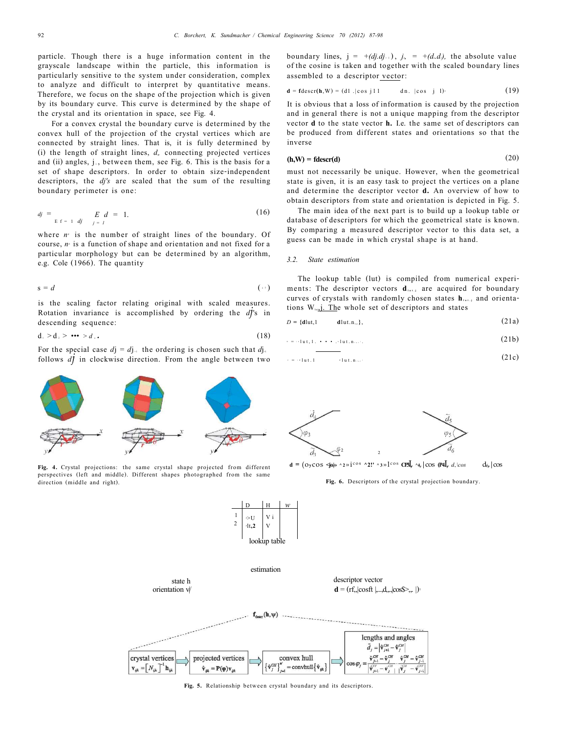particle. Though there is a huge information content in the grayscale landscape within the particle, this information is particularly sensitive to the system under consideration, complex to analyze and difficult to interpret by quantitative means. Therefore, we focus on the shape of the projection which is given by its boundary curve. This curve is determined by the shape of the crystal and its orientation in space, see Fig. 4.

For a convex crystal the boundary curve is determined by the convex hull of the projection of the crystal vertices which are connected by straight lines. That is, it is fully determined by (i) the length of straight lines, $d$, connecting projected vertices and (ii) angles, $\varphi_j$, between them, see Fig. 6. This is the basis for a set of shape descriptors. In order to obtain size-independent descriptors, the $d_j$'s are scaled that the sum of the resulting boundary perimeter is one:

$$\tilde{d}_j = \frac{d_j}{\sum_{j=1}^{n_e} d_j}, \quad \sum_{j=1}^{n_e} \tilde{d}_j = 1. \tag{16}$$

where $n_e$ is the number of straight lines of the boundary. Of course, $n_e$ is a function of shape and orientation and not fixed for a particular morphology but can be determined by an algorithm, e.g. Cole (1966). The quantity

$$s = \sum d_j \tag{17}$$

is the scaling factor relating original with scaled measures. Rotation invariance is accomplished by ordering the $\tilde{d}_j$'s in descending sequence:

$$\tilde{d}_1 > \tilde{d}_2 > \cdots > \tilde{d}_{n_e}. \tag{18}$$

For the special case $\tilde{d}_j = \tilde{d}_{j+1}$ the ordering is chosen such that $\tilde{d}_{j+1}$ follows $\tilde{d}_j$ in clockwise direction. From the angle between two boundary lines, $\varphi_j = \angle(\tilde{d}_j, \tilde{d}_{j+1})$, $\varphi_{n_e} = \angle(\tilde{d}_{n_e}, \tilde{d}_1)$, the absolute value of the cosine is taken and together with the scaled boundary lines assembled to a descriptor vector:

$$\mathbf{d} = \mathbf{f}_{descr}(\mathbf{h}, \Psi) = (\tilde{d}_1, |\cos\varphi_1|, \ldots, \tilde{d}_{n_e}, |\cos\varphi_{n_e}|)^T \tag{19}$$

It is obvious that a loss of information is caused by the projection and in general there is not a unique mapping from the descriptor vector $\mathbf{d}$ to the state vector $\mathbf{h}$. I.e. the same set of descriptors can be produced from different states and orientations so that the inverse

$$(\mathbf{h}, \Psi) = \mathbf{f}_{descr}^{-1}(\mathbf{d}) \tag{20}$$

must not necessarily be unique. However, when the geometrical state is given, it is an easy task to project the vertices on a plane and determine the descriptor vector $\mathbf{d}$. An overview of how to obtain descriptors from state and orientation is depicted in Fig. 5.

The main idea of the next part is to build up a lookup table or database of descriptors for which the geometrical state is known. By comparing a measured descriptor vector to this data set, a guess can be made in which crystal shape is at hand.

### 3.2. State estimation

The lookup table (lut) is compiled from numerical experiments: The descriptor vectors $\mathbf{d}_{lut,i}$ are acquired for boundary curves of crystals with randomly chosen states $\mathbf{h}_{lut,i}$ and orientations $\Psi_{lut,i}$. The whole set of descriptors and states

$$D = \{\mathbf{d}_{lut,1}, \ldots, \mathbf{d}_{lut,n_{lut}}\}, \tag{21a}$$

$$H = \{\mathbf{h}_{lut,1}, \ldots, \mathbf{h}_{lut,n_{lut}}\}, \tag{21b}$$

$$\Psi = \{\Psi_{lut,1}, \ldots, \Psi_{lut,n_{lut}}\} \tag{21c}$$

**Fig. 4.** Crystal projections: the same crystal shape projected from different perspectives (left and middle). Different shapes photographed from the same direction (middle and right).

$\mathbf{d} = (\tilde{d}_1, |\cos\varphi_1|, \tilde{d}_2, |\cos\varphi_2|, \tilde{d}_3, |\cos\varphi_3|, \tilde{d}_4, |\cos\varphi_4|, \tilde{d}_5, |\cos\varphi_5|, \tilde{d}_6, |\cos\varphi_6|)$

**Fig. 6.** Descriptors of the crystal projection boundary.

| | D | H | $\Psi$ |
|---|---|---|---|
| 1 | $\mathbf{d}_{lut,1}$ | $\mathbf{h}_{lut,1}$ | |
| 2 | $\mathbf{d}_{lut,2}$ | $\mathbf{h}_{lut,2}$ | |

lookup table

estimation

state $\mathbf{h}$
orientation $\Psi$

descriptor vector
$\mathbf{d} = (\tilde{d}_1, |\cos\varphi_1|, \ldots, \tilde{d}_{n_e}, |\cos\varphi_{n_e}|)^T$

$\mathbf{f}_{descr}(\mathbf{h}, \Psi)$

crystal vertices $\mathbf{v}_{ijk} = [N_{ijk}]^{-1}\mathbf{h}_{ijk}$ → projected vertices $\hat{\mathbf{v}}_{ijk} = \mathbf{P}(\varphi)\mathbf{v}_{ijk}$ → convex hull $\{\hat{\mathbf{v}}_j^{CH}\}_{j=1}^{n_e} = \text{convhull}\{\hat{\mathbf{v}}_{ijk}\}$ → lengths and angles $\tilde{d}_j = |\hat{\mathbf{v}}_{j+1}^{CH} - \hat{\mathbf{v}}_j^{CH}|$, $\cos\varphi_j = \frac{\hat{\mathbf{v}}_{j+1}^{CH} - \hat{\mathbf{v}}_j^{CH}}{|\hat{\mathbf{v}}_{j+1}^{CH} - \hat{\mathbf{v}}_j^{CH}|} \cdot \frac{\hat{\mathbf{v}}_j^{CH} - \hat{\mathbf{v}}_{j-1}^{CH}}{|\hat{\mathbf{v}}_j^{CH} - \hat{\mathbf{v}}_{j-1}^{CH}|}$

**Fig. 5.** Relationship between crystal boundary and its descriptors.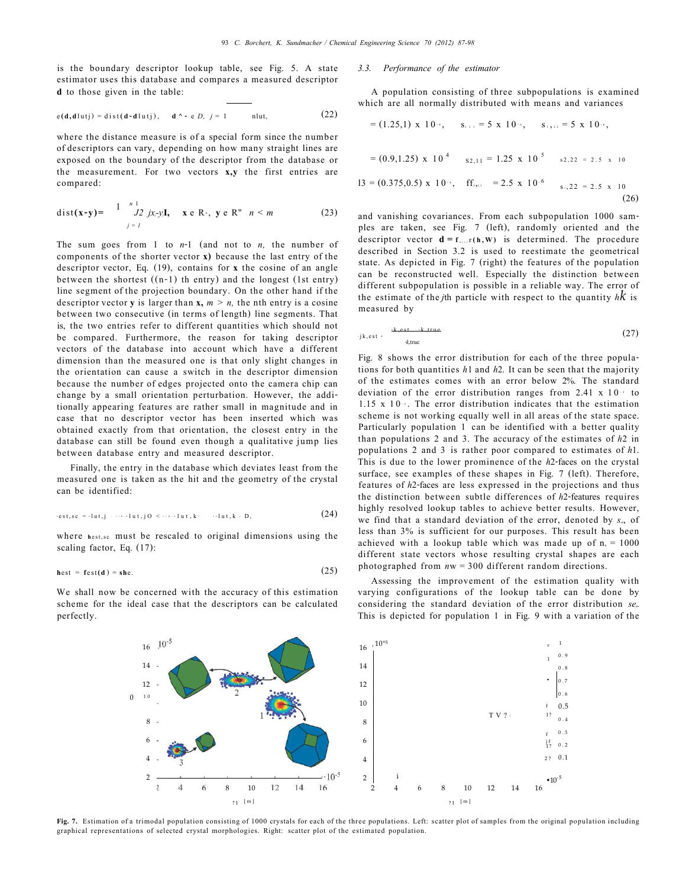is the boundary descriptor lookup table, see Fig. 5. A state estimator uses this database and compares a measured descriptor **d** to those given in the table:

$$e(\mathbf{d}, \mathbf{d}_{lut,j}) = \mathrm{dist}(\mathbf{d}, \mathbf{d}_{lut,j}), \quad \mathbf{d}_{lut,j} \in D, \; j = \overline{1, \ldots, n_{lut}}, \tag{22}$$

where the distance measure is of a special form since the number of descriptors can vary, depending on how many straight lines are exposed on the boundary of the descriptor from the database or the measurement. For two vectors **x**,**y** the first entries are compared:

$$\mathrm{dist}(\mathbf{x}, \mathbf{y}) = \frac{1}{n-1} \sum_{j=1}^{n-1} |x_j - y_j|, \quad \mathbf{x} \in \mathbb{R}^n, \; \mathbf{y} \in \mathbb{R}^m, \; n \le m \tag{23}$$

The sum goes from 1 to $n$-1 (and not to $n$, the number of components of the shorter vector **x**) because the last entry of the descriptor vector, Eq. (19), contains for **x** the cosine of an angle between the shortest ((n-1) th entry) and the longest (1st entry) line segment of the projection boundary. On the other hand if the descriptor vector **y** is larger than **x**, $m > n$, the nth entry is a cosine between two consecutive (in terms of length) line segments. That is, the two entries refer to different quantities which should not be compared. Furthermore, the reason for taking descriptor vectors of the database into account which have a different dimension than the measured one is that only slight changes in the orientation can cause a switch in the descriptor dimension because the number of edges projected onto the camera chip can change by a small orientation perturbation. However, the additionally appearing features are rather small in magnitude and in case that no descriptor vector has been inserted which was obtained exactly from that orientation, the closest entry in the database can still be found even though a qualitative jump lies between database entry and measured descriptor.

Finally, the entry in the database which deviates least from the measured one is taken as the hit and the geometry of the crystal can be identified:

$$\mathbf{h}_{est,sc} = \mathbf{h}_{lut,j} \;:\; e(\mathbf{d}, \mathbf{d}_{lut,j}) \le e(\mathbf{d}, \mathbf{d}_{lut,k}) \;\; \forall \mathbf{d}_{lut,k} \in D, \tag{24}$$

where $\mathbf{h}_{est,sc}$ must be rescaled to original dimensions using the scaling factor, Eq. (17):

$$\mathbf{h}_{est} = \mathbf{f}_{est}(\mathbf{d}) = s\mathbf{h}_{e}. \tag{25}$$

We shall now be concerned with the accuracy of this estimation scheme for the ideal case that the descriptors can be calculated perfectly.

### 3.3. Performance of the estimator

A population consisting of three subpopulations is examined which are all normally distributed with means and variances

$$\mu_1 = (1.25, 1) \times 10^{-4}, \quad s_{1,11} = 5 \times 10^{-6}, \quad s_{1,22} = 5 \times 10^{-6},$$

$$\mu_2 = (0.9, 1.25) \times 10^{-4}, \quad s_{2,11} = 1.25 \times 10^{-5}, \quad s_{2,22} = 2.5 \times 10^{-6},$$

$$\mu_3 = (0.375, 0.5) \times 10^{-4}, \quad s_{3,11} = 2.5 \times 10^{-6}, \quad s_{3,22} = 2.5 \times 10^{-6} \tag{26}$$

and vanishing covariances. From each subpopulation 1000 samples are taken, see Fig. 7 (left), randomly oriented and the descriptor vector $\mathbf{d} = \mathbf{f}_{\ldots}(\mathbf{h}, \mathbf{W})$ is determined. The procedure described in Section 3.2 is used to reestimate the geometrical state. As depicted in Fig. 7 (right) the features of the population can be reconstructed well. Especially the distinction between different subpopulation is possible in a reliable way. The error of the estimate of the $j$th particle with respect to the quantity $h_k$ is measured by

$$e_{jk,est} = \frac{h_{k,est} - h_{k,true}}{h_{k,true}} \tag{27}$$

Fig. 8 shows the error distribution for each of the three populations for both quantities $h_1$ and $h_2$. It can be seen that the majority of the estimates comes with an error below 2%. The standard deviation of the error distribution ranges from $2.41 \times 10^{-3}$ to $1.15 \times 10^{-2}$. The error distribution indicates that the estimation scheme is not working equally well in all areas of the state space. Particularly population 1 can be identified with a better quality than populations 2 and 3. The accuracy of the estimates of $h_2$ in populations 2 and 3 is rather poor compared to estimates of $h_1$. This is due to the lower prominence of the $h_2$-faces on the crystal surface, see examples of these shapes in Fig. 7 (left). Therefore, features of $h_2$-faces are less expressed in the projections and thus the distinction between subtle differences of $h_2$-features requires highly resolved lookup tables to achieve better results. However, we find that a standard deviation of the error, denoted by $s_e$, of less than 3% is sufficient for our purposes. This result has been achieved with a lookup table which was made up of $n_s = 1000$ different state vectors whose resulting crystal shapes are each photographed from $n_W = 300$ different random directions.

Assessing the improvement of the estimation quality with varying configurations of the lookup table can be done by considering the standard deviation of the error distribution $s_e$. This is depicted for population 1 in Fig. 9 with a variation of the

**Fig. 7.** Estimation of a trimodal population consisting of 1000 crystals for each of the three populations. Left: scatter plot of samples from the original population including graphical representations of selected crystal morphologies. Right: scatter plot of the estimated population.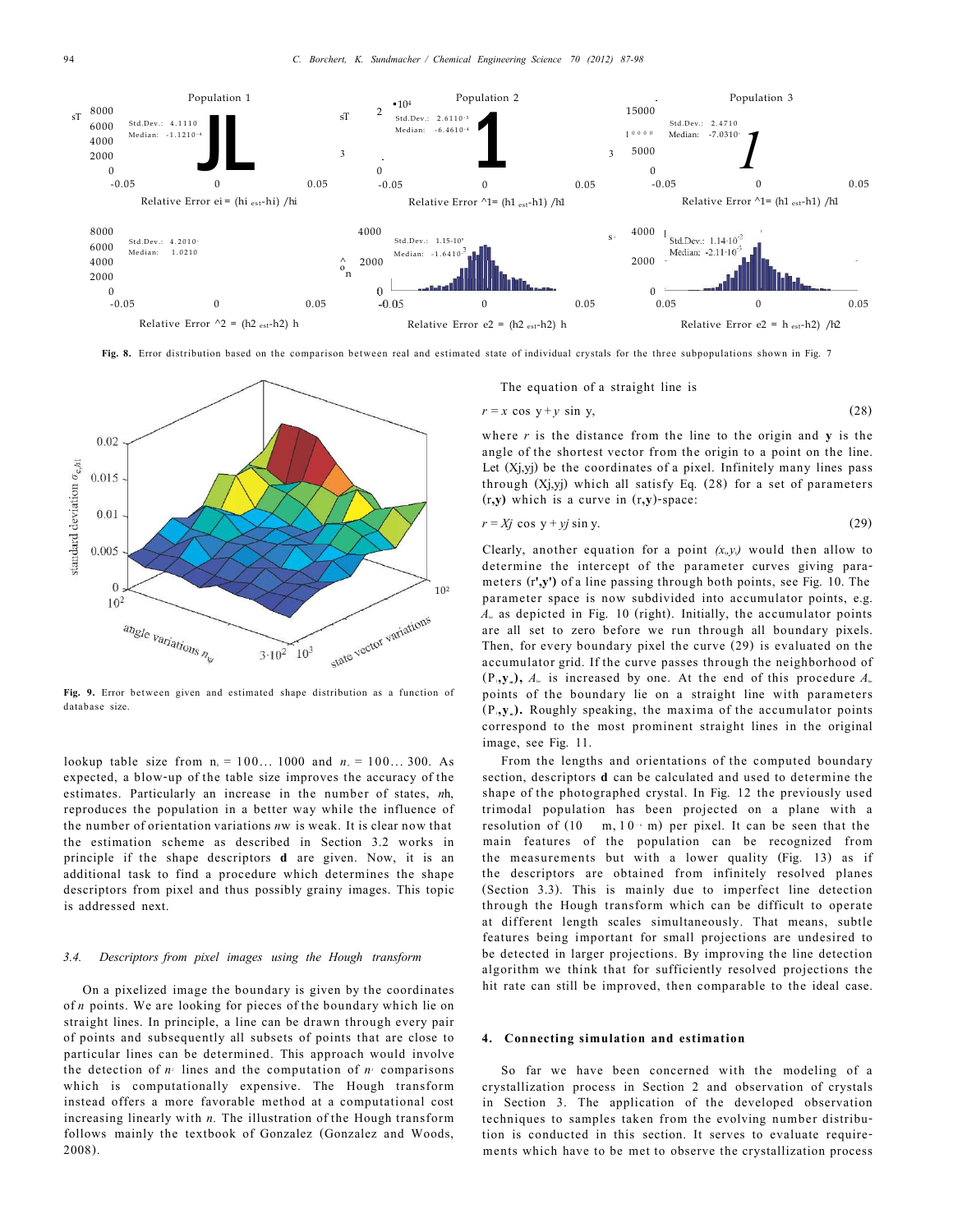Fig. 8. Error distribution based on the comparison between real and estimated state of individual crystals for the three subpopulations shown in Fig. 7

Fig. 9. Error between given and estimated shape distribution as a function of database size.

lookup table size from $n_h = 100\ldots1000$ and $n_w = 100\ldots300$. As expected, a blow-up of the table size improves the accuracy of the estimates. Particularly an increase in the number of states, $n_h$, reproduces the population in a better way while the influence of the number of orientation variations $n_w$ is weak. It is clear now that the estimation scheme as described in Section 3.2 works in principle if the shape descriptors **d** are given. Now, it is an additional task to find a procedure which determines the shape descriptors from pixel and thus possibly grainy images. This topic is addressed next.

### 3.4. Descriptors from pixel images using the Hough transform

On a pixelized image the boundary is given by the coordinates of $n$ points. We are looking for pieces of the boundary which lie on straight lines. In principle, a line can be drawn through every pair of points and subsequently all subsets of points that are close to particular lines can be determined. This approach would involve the detection of $n^2$ lines and the computation of $n^3$ comparisons which is computationally expensive. The Hough transform instead offers a more favorable method at a computational cost increasing linearly with $n$. The illustration of the Hough transform follows mainly the textbook of Gonzalez (Gonzalez and Woods, 2008).

The equation of a straight line is

$$r = x\cos\gamma + y\sin\gamma, \tag{28}$$

where $r$ is the distance from the line to the origin and $\gamma$ is the angle of the shortest vector from the origin to a point on the line. Let $(x_j, y_j)$ be the coordinates of a pixel. Infinitely many lines pass through $(x_j, y_j)$ which all satisfy Eq. (28) for a set of parameters $(r,\gamma)$ which is a curve in $(r,\gamma)$-space:

$$r = x_j\cos\gamma + y_j\sin\gamma. \tag{29}$$

Clearly, another equation for a point $(x_i, y_i)$ would then allow to determine the intercept of the parameter curves giving parameters $(r',\gamma')$ of a line passing through both points, see Fig. 10. The parameter space is now subdivided into accumulator points, e.g. $A_{rs}$ as depicted in Fig. 10 (right). Initially, the accumulator points are all set to zero before we run through all boundary pixels. Then, for every boundary pixel the curve (29) is evaluated on the accumulator grid. If the curve passes through the neighborhood of $(r_r, \gamma_s)$, $A_{rs}$ is increased by one. At the end of this procedure $A_{rs}$ points of the boundary lie on a straight line with parameters $(r_r, \gamma_s)$. Roughly speaking, the maxima of the accumulator points correspond to the most prominent straight lines in the original image, see Fig. 11.

From the lengths and orientations of the computed boundary section, descriptors **d** can be calculated and used to determine the shape of the photographed crystal. In Fig. 12 the previously used trimodal population has been projected on a plane with a resolution of (10 m, 10 m) per pixel. It can be seen that the main features of the population can be recognized from the measurements but with a lower quality (Fig. 13) as if the descriptors are obtained from infinitely resolved planes (Section 3.3). This is mainly due to imperfect line detection through the Hough transform which can be difficult to operate at different length scales simultaneously. That means, subtle features being important for small projections are undesired to be detected in larger projections. By improving the line detection algorithm we think that for sufficiently resolved projections the hit rate can still be improved, then comparable to the ideal case.

## 4. Connecting simulation and estimation

So far we have been concerned with the modeling of a crystallization process in Section 2 and observation of crystals in Section 3. The application of the developed observation techniques to samples taken from the evolving number distribution is conducted in this section. It serves to evaluate requirements which have to be met to observe the crystallization process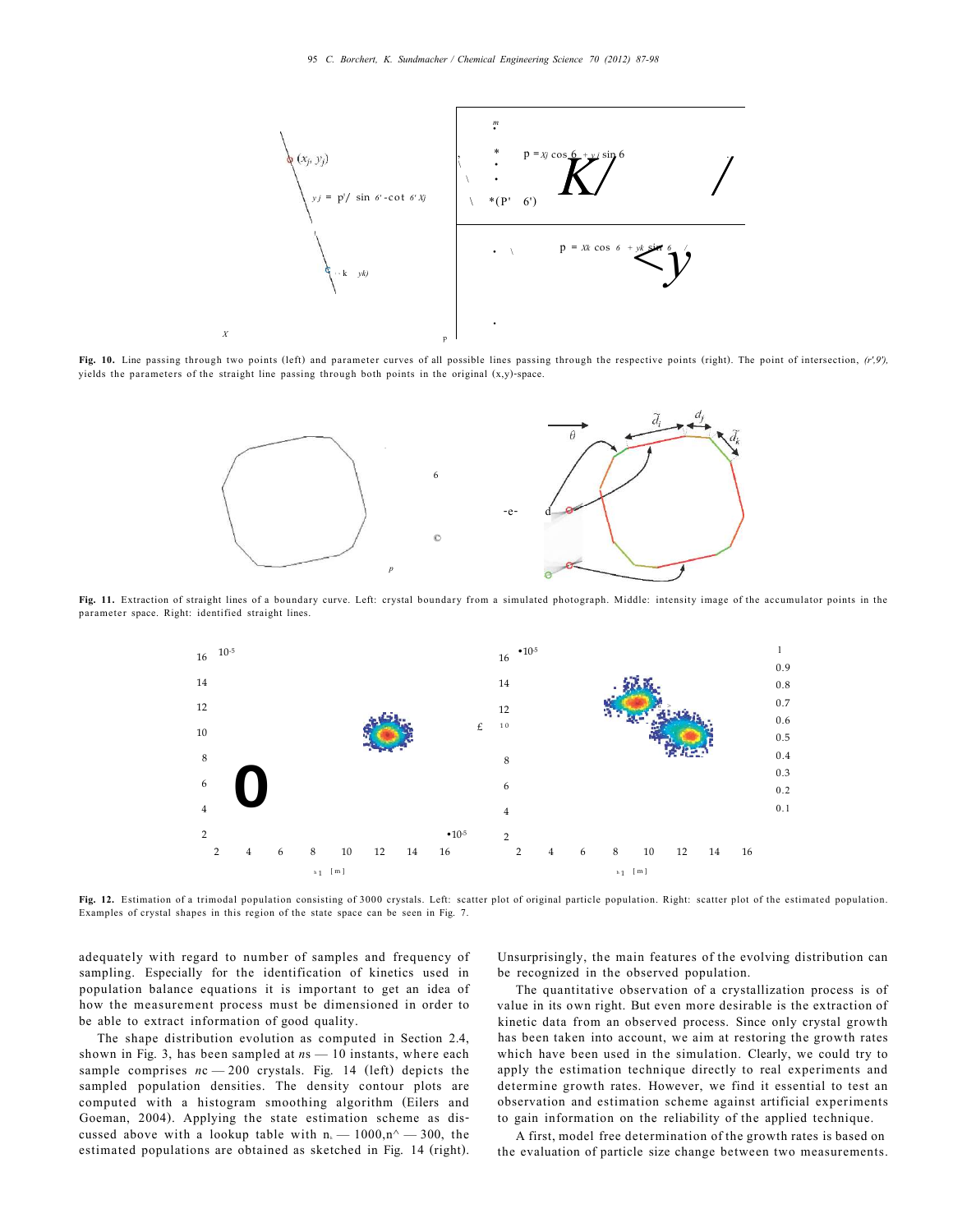Fig. 10. Line passing through two points (left) and parameter curves of all possible lines passing through the respective points (right). The point of intersection, $(r', \theta')$, yields the parameters of the straight line passing through both points in the original (x,y)-space.

Fig. 11. Extraction of straight lines of a boundary curve. Left: crystal boundary from a simulated photograph. Middle: intensity image of the accumulator points in the parameter space. Right: identified straight lines.

Fig. 12. Estimation of a trimodal population consisting of 3000 crystals. Left: scatter plot of original particle population. Right: scatter plot of the estimated population. Examples of crystal shapes in this region of the state space can be seen in Fig. 7.

adequately with regard to number of samples and frequency of sampling. Especially for the identification of kinetics used in population balance equations it is important to get an idea of how the measurement process must be dimensioned in order to be able to extract information of good quality.

The shape distribution evolution as computed in Section 2.4, shown in Fig. 3, has been sampled at $n_S = 10$ instants, where each sample comprises $n_C = 200$ crystals. Fig. 14 (left) depicts the sampled population densities. The density contour plots are computed with a histogram smoothing algorithm (Eilers and Goeman, 2004). Applying the state estimation scheme as discussed above with a lookup table with $n_r = 1000, n_\theta = 300$, the estimated populations are obtained as sketched in Fig. 14 (right). Unsurprisingly, the main features of the evolving distribution can be recognized in the observed population.

The quantitative observation of a crystallization process is of value in its own right. But even more desirable is the extraction of kinetic data from an observed process. Since only crystal growth has been taken into account, we aim at restoring the growth rates which have been used in the simulation. Clearly, we could try to apply the estimation technique directly to real experiments and determine growth rates. However, we find it essential to test an observation and estimation scheme against artificial experiments to gain information on the reliability of the applied technique.

A first, model free determination of the growth rates is based on the evaluation of particle size change between two measurements.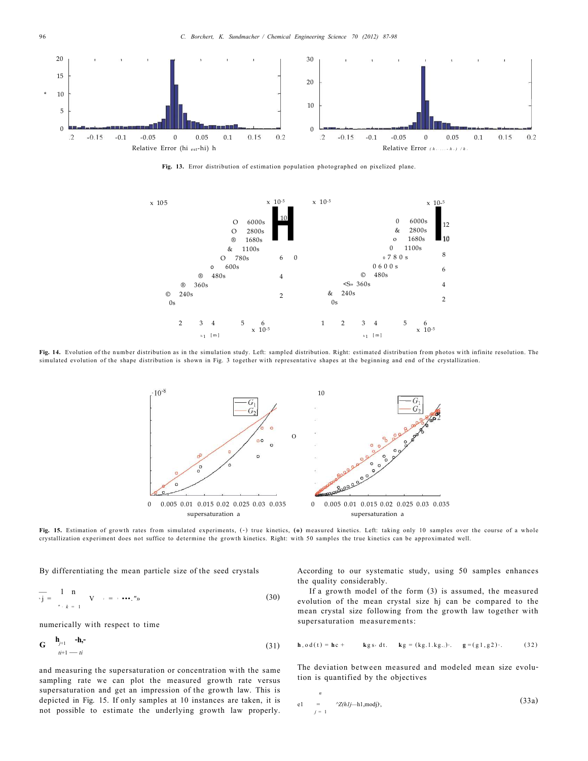Fig. 13. Error distribution of estimation population photographed on pixelized plane.

Fig. 14. Evolution of the number distribution as in the simulation study. Left: sampled distribution. Right: estimated distribution from photos with infinite resolution. The simulated evolution of the shape distribution is shown in Fig. 3 together with representative shapes at the beginning and end of the crystallization.

Fig. 15. Estimation of growth rates from simulated experiments, (-) true kinetics, (o) measured kinetics. Left: taking only 10 samples over the course of a whole crystallization experiment does not suffice to determine the growth kinetics. Right: with 50 samples the true kinetics can be approximated well.

By differentiating the mean particle size of the seed crystals

$$\bar{h}_j = \frac{1}{n} \sum_{k=1}^{n} \ldots \tag{30}$$

numerically with respect to time

$$G \approx \frac{h_{j+1} - h_j}{t_{j+1} - t_j} \tag{31}$$

and measuring the supersaturation or concentration with the same sampling rate we can plot the measured growth rate versus supersaturation and get an impression of the growth law. This is depicted in Fig. 15. If only samples at 10 instances are taken, it is not possible to estimate the underlying growth law properly. According to our systematic study, using 50 samples enhances the quality considerably.

If a growth model of the form (3) is assumed, the measured evolution of the mean crystal size $h_j$ can be compared to the mean crystal size following from the growth law together with supersaturation measurements:

$$h_{mod}(t) = h_c + \int k_g s^g \, dt, \quad k_g = (k_{g,1}, k_{g,2})^T, \quad g = (g_1, g_2)^T. \tag{32}$$

The deviation between measured and modeled mean size evolution is quantified by the objectives

$$e_1 = \sum_{j=1}^{n} (h_{1j} - h_{1,mod,j})^2, \tag{33a}$$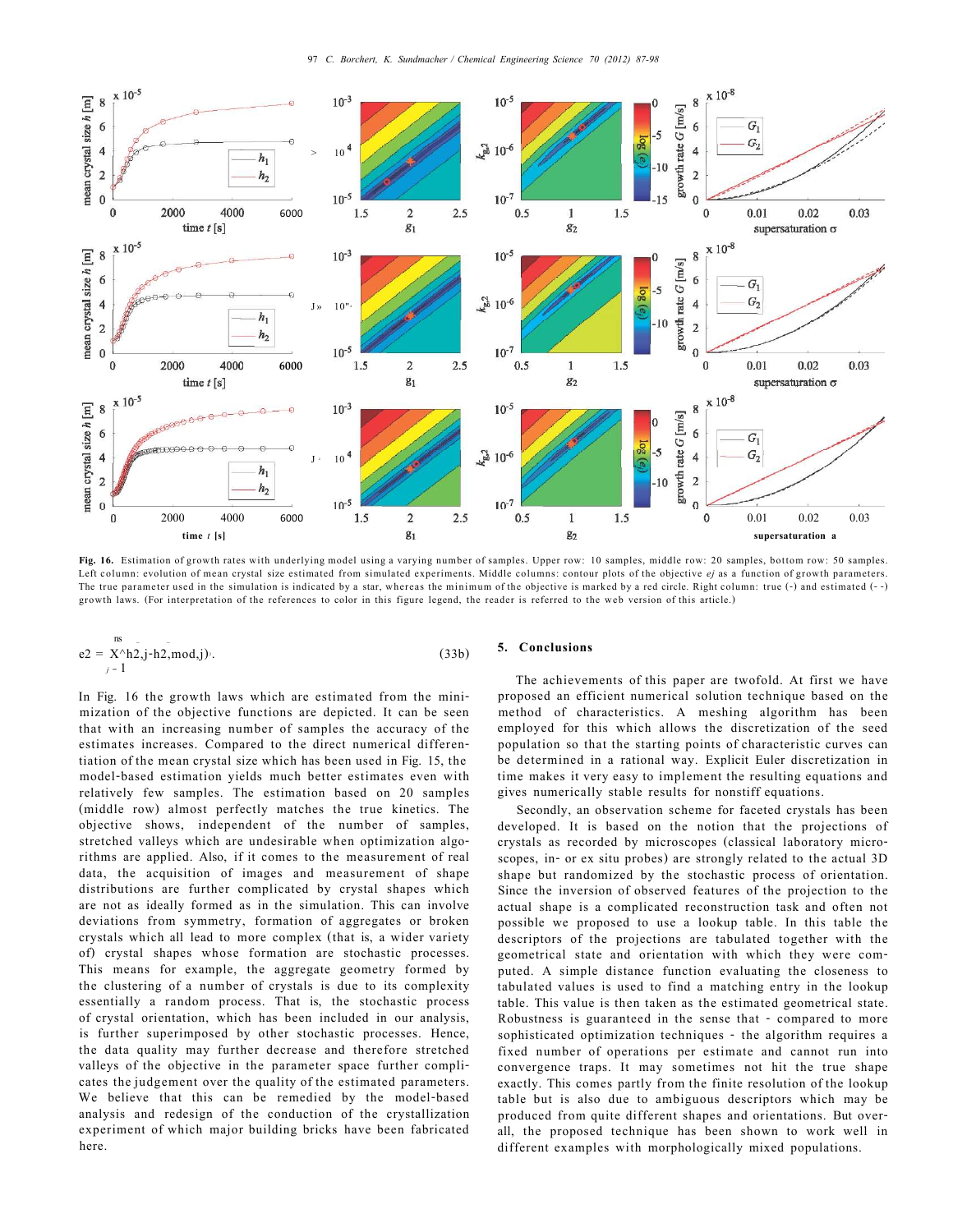Fig. 16. Estimation of growth rates with underlying model using a varying number of samples. Upper row: 10 samples, middle row: 20 samples, bottom row: 50 samples. Left column: evolution of mean crystal size estimated from simulated experiments. Middle columns: contour plots of the objective $e_j$ as a function of growth parameters. The true parameter used in the simulation is indicated by a star, whereas the minimum of the objective is marked by a red circle. Right column: true (-) and estimated (- -) growth laws. (For interpretation of the references to color in this figure legend, the reader is referred to the web version of this article.)

$$e_2 = \sum_{j=1}^{n_S} (\hat{h}_{2,j} - h_{2,\mathrm{mod},j})^2. \tag{33b}$$

In Fig. 16 the growth laws which are estimated from the minimization of the objective functions are depicted. It can be seen that with an increasing number of samples the accuracy of the estimates increases. Compared to the direct numerical differentiation of the mean crystal size which has been used in Fig. 15, the model-based estimation yields much better estimates even with relatively few samples. The estimation based on 20 samples (middle row) almost perfectly matches the true kinetics. The objective shows, independent of the number of samples, stretched valleys which are undesirable when optimization algorithms are applied. Also, if it comes to the measurement of real data, the acquisition of images and measurement of shape distributions are further complicated by crystal shapes which are not as ideally formed as in the simulation. This can involve deviations from symmetry, formation of aggregates or broken crystals which all lead to more complex (that is, a wider variety of) crystal shapes whose formation are stochastic processes. This means for example, the aggregate geometry formed by the clustering of a number of crystals is due to its complexity essentially a random process. That is, the stochastic process of crystal orientation, which has been included in our analysis, is further superimposed by other stochastic processes. Hence, the data quality may further decrease and therefore stretched valleys of the objective in the parameter space further complicates the judgement over the quality of the estimated parameters. We believe that this can be remedied by the model-based analysis and redesign of the conduction of the crystallization experiment of which major building bricks have been fabricated here.

## 5. Conclusions

The achievements of this paper are twofold. At first we have proposed an efficient numerical solution technique based on the method of characteristics. A meshing algorithm has been employed for this which allows the discretization of the seed population so that the starting points of characteristic curves can be determined in a rational way. Explicit Euler discretization in time makes it very easy to implement the resulting equations and gives numerically stable results for nonstiff equations.

Secondly, an observation scheme for faceted crystals has been developed. It is based on the notion that the projections of crystals as recorded by microscopes (classical laboratory microscopes, in- or ex situ probes) are strongly related to the actual 3D shape but randomized by the stochastic process of orientation. Since the inversion of observed features of the projection to the actual shape is a complicated reconstruction task and often not possible we proposed to use a lookup table. In this table the descriptors of the projections are tabulated together with the geometrical state and orientation with which they were computed. A simple distance function evaluating the closeness to tabulated values is used to find a matching entry in the lookup table. This value is then taken as the estimated geometrical state. Robustness is guaranteed in the sense that - compared to more sophisticated optimization techniques - the algorithm requires a fixed number of operations per estimate and cannot run into convergence traps. It may sometimes not hit the true shape exactly. This comes partly from the finite resolution of the lookup table but is also due to ambiguous descriptors which may be produced from quite different shapes and orientations. But overall, the proposed technique has been shown to work well in different examples with morphologically mixed populations.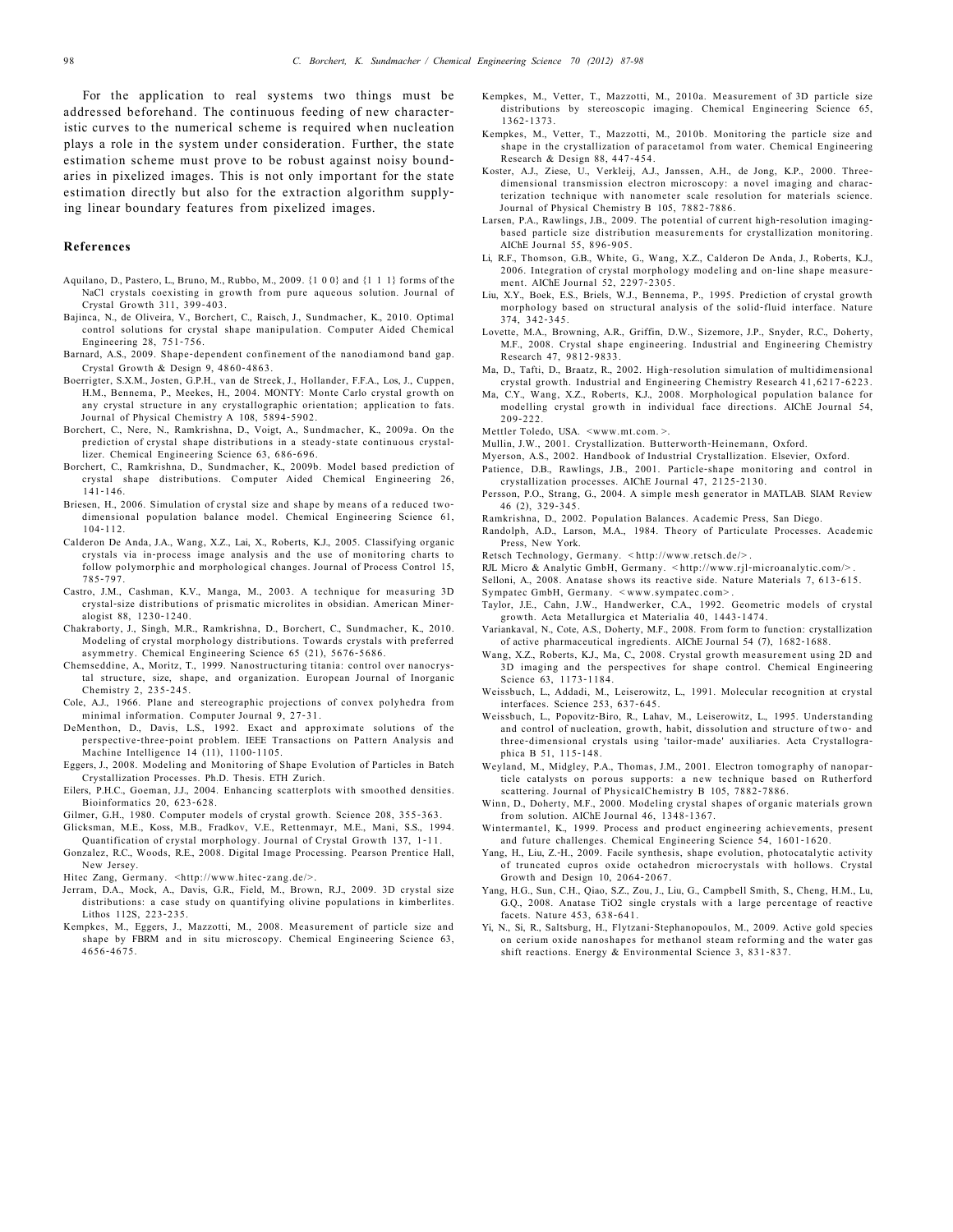For the application to real systems two things must be addressed beforehand. The continuous feeding of new characteristic curves to the numerical scheme is required when nucleation plays a role in the system under consideration. Further, the state estimation scheme must prove to be robust against noisy boundaries in pixelized images. This is not only important for the state estimation directly but also for the extraction algorithm supplying linear boundary features from pixelized images.

## References

Aquilano, D., Pastero, L., Bruno, M., Rubbo, M., 2009. {1 0 0} and {1 1 1} forms of the NaCl crystals coexisting in growth from pure aqueous solution. Journal of Crystal Growth 311, 399-403.

Bajinca, N., de Oliveira, V., Borchert, C., Raisch, J., Sundmacher, K., 2010. Optimal control solutions for crystal shape manipulation. Computer Aided Chemical Engineering 28, 751-756.

Barnard, A.S., 2009. Shape-dependent confinement of the nanodiamond band gap. Crystal Growth & Design 9, 4860-4863.

Boerrigter, S.X.M., Josten, G.P.H., van de Streek, J., Hollander, F.F.A., Los, J., Cuppen, H.M., Bennema, P., Meekes, H., 2004. MONTY: Monte Carlo crystal growth on any crystal structure in any crystallographic orientation; application to fats. Journal of Physical Chemistry A 108, 5894-5902.

Borchert, C., Nere, N., Ramkrishna, D., Voigt, A., Sundmacher, K., 2009a. On the prediction of crystal shape distributions in a steady-state continuous crystallizer. Chemical Engineering Science 63, 686-696.

Borchert, C., Ramkrishna, D., Sundmacher, K., 2009b. Model based prediction of crystal shape distributions. Computer Aided Chemical Engineering 26, 141-146.

Briesen, H., 2006. Simulation of crystal size and shape by means of a reduced two-dimensional population balance model. Chemical Engineering Science 61, 104-112.

Calderon De Anda, J.A., Wang, X.Z., Lai, X., Roberts, K.J., 2005. Classifying organic crystals via in-process image analysis and the use of monitoring charts to follow polymorphic and morphological changes. Journal of Process Control 15, 785-797.

Castro, J.M., Cashman, K.V., Manga, M., 2003. A technique for measuring 3D crystal-size distributions of prismatic microlites in obsidian. American Mineralogist 88, 1230-1240.

Chakraborty, J., Singh, M.R., Ramkrishna, D., Borchert, C., Sundmacher, K., 2010. Modeling of crystal morphology distributions. Towards crystals with preferred asymmetry. Chemical Engineering Science 65 (21), 5676-5686.

Chemseddine, A., Moritz, T., 1999. Nanostructuring titania: control over nanocrystal structure, size, shape, and organization. European Journal of Inorganic Chemistry 2, 235-245.

Cole, A.J., 1966. Plane and stereographic projections of convex polyhedra from minimal information. Computer Journal 9, 27-31.

DeMenthon, D., Davis, L.S., 1992. Exact and approximate solutions of the perspective-three-point problem. IEEE Transactions on Pattern Analysis and Machine Intelligence 14 (11), 1100-1105.

Eggers, J., 2008. Modeling and Monitoring of Shape Evolution of Particles in Batch Crystallization Processes. Ph.D. Thesis. ETH Zurich.

Eilers, P.H.C., Goeman, J.J., 2004. Enhancing scatterplots with smoothed densities. Bioinformatics 20, 623-628.

Gilmer, G.H., 1980. Computer models of crystal growth. Science 208, 355-363.

Glicksman, M.E., Koss, M.B., Fradkov, V.E., Rettenmayr, M.E., Mani, S.S., 1994. Quantification of crystal morphology. Journal of Crystal Growth 137, 1-11.

Gonzalez, R.C., Woods, R.E., 2008. Digital Image Processing. Pearson Prentice Hall, New Jersey.

Hitec Zang, Germany. <http://www.hitec-zang.de/>.

Jerram, D.A., Mock, A., Davis, G.R., Field, M., Brown, R.J., 2009. 3D crystal size distributions: a case study on quantifying olivine populations in kimberlites. Lithos 112S, 223-235.

Kempkes, M., Eggers, J., Mazzotti, M., 2008. Measurement of particle size and shape by FBRM and in situ microscopy. Chemical Engineering Science 63, 4656-4675.

Kempkes, M., Vetter, T., Mazzotti, M., 2010a. Measurement of 3D particle size distributions by stereoscopic imaging. Chemical Engineering Science 65, 1362-1373.

Kempkes, M., Vetter, T., Mazzotti, M., 2010b. Monitoring the particle size and shape in the crystallization of paracetamol from water. Chemical Engineering Research & Design 88, 447-454.

Koster, A.J., Ziese, U., Verkleij, A.J., Janssen, A.H., de Jong, K.P., 2000. Three-dimensional transmission electron microscopy: a novel imaging and characterization technique with nanometer scale resolution for materials science. Journal of Physical Chemistry B 104, 7882-7886.

Larsen, P.A., Rawlings, J.B., 2009. The potential of current high-resolution imaging-based particle size distribution measurements for crystallization monitoring. AIChE Journal 55, 896-905.

Li, R.F., Thomson, G.B., White, G., Wang, X.Z., Calderon De Anda, J., Roberts, K.J., 2006. Integration of crystal morphology modeling and on-line shape measurement. AIChE Journal 52, 2297-2305.

Liu, X.Y., Boek, E.S., Briels, W.J., Bennema, P., 1995. Prediction of crystal growth morphology based on structural analysis of the solid-fluid interface. Nature 374, 342-345.

Lovette, M.A., Browning, A.R., Griffin, D.W., Sizemore, J.P., Snyder, R.C., Doherty, M.F., 2008. Crystal shape engineering. Industrial and Engineering Chemistry Research 47, 9812-9833.

Ma, D., Tafti, D., Braatz, R., 2002. High-resolution simulation of multidimensional crystal growth. Industrial and Engineering Chemistry Research 41, 6217-6223.

Ma, C.Y., Wang, X.Z., Roberts, K.J., 2008. Morphological population balance for modelling crystal growth in individual face directions. AIChE Journal 54, 209-222.

Mettler Toledo, USA. <www.mt.com.>.

Mullin, J.W., 2001. Crystallization. Butterworth-Heinemann, Oxford.

Myerson, A.S., 2002. Handbook of Industrial Crystallization. Elsevier, Oxford.

Patience, D.B., Rawlings, J.B., 2001. Particle-shape monitoring and control in crystallization processes. AIChE Journal 47, 2125-2130.

Persson, P.O., Strang, G., 2004. A simple mesh generator in MATLAB. SIAM Review 46 (2), 329-345.

Ramkrishna, D., 2002. Population Balances. Academic Press, San Diego.

Randolph, A.D., Larson, M.A., 1984. Theory of Particulate Processes. Academic Press, New York.

Retsch Technology, Germany. <http://www.retsch.de/>.

RJL Micro & Analytic GmbH, Germany. <http://www.rjl-microanalytic.com/>.

Selloni, A., 2008. Anatase shows its reactive side. Nature Materials 7, 613-615.

Sympatec GmbH, Germany. <www.sympatec.com>.

Taylor, J.E., Cahn, J.W., Handwerker, C.A., 1992. Geometric models of crystal growth. Acta Metallurgica et Materialia 40, 1443-1474.

Variankaval, N., Cote, A.S., Doherty, M.F., 2008. From form to function: crystallization of active pharmaceutical ingredients. AIChE Journal 54 (7), 1682-1688.

Wang, X.Z., Roberts, K.J., Ma, C., 2008. Crystal growth measurement using 2D and 3D imaging and the perspectives for shape control. Chemical Engineering Science 63, 1173-1184.

Weissbuch, L., Addadi, M., Leiserowitz, L., 1991. Molecular recognition at crystal interfaces. Science 253, 637-645.

Weissbuch, L., Popovitz-Biro, R., Lahav, M., Leiserowitz, L., 1995. Understanding and control of nucleation, growth, habit, dissolution and structure of two- and three-dimensional crystals using 'tailor-made' auxiliaries. Acta Crystallographica B 51, 115-148.

Weyland, M., Midgley, P.A., Thomas, J.M., 2001. Electron tomography of nanoparticle catalysts on porous supports: a new technique based on Rutherford scattering. Journal of PhysicalChemistry B 105, 7882-7886.

Winn, D., Doherty, M.F., 2000. Modeling crystal shapes of organic materials grown from solution. AIChE Journal 46, 1348-1367.

Wintermantel, K., 1999. Process and product engineering achievements, present and future challenges. Chemical Engineering Science 54, 1601-1620.

Yang, H., Liu, Z.-H., 2009. Facile synthesis, shape evolution, photocatalytic activity of truncated cupros oxide octahedron microcrystals with hollows. Crystal Growth and Design 10, 2064-2067.

Yang, H.G., Sun, C.H., Qiao, S.Z., Zou, J., Liu, G., Campbell Smith, S., Cheng, H.M., Lu, G.Q., 2008. Anatase TiO2 single crystals with a large percentage of reactive facets. Nature 453, 638-641.

Yi, N., Si, R., Saltsburg, H., Flytzani-Stephanopoulos, M., 2009. Active gold species on cerium oxide nanoshapes for methanol steam reforming and the water gas shift reactions. Energy & Environmental Science 3, 831-837.